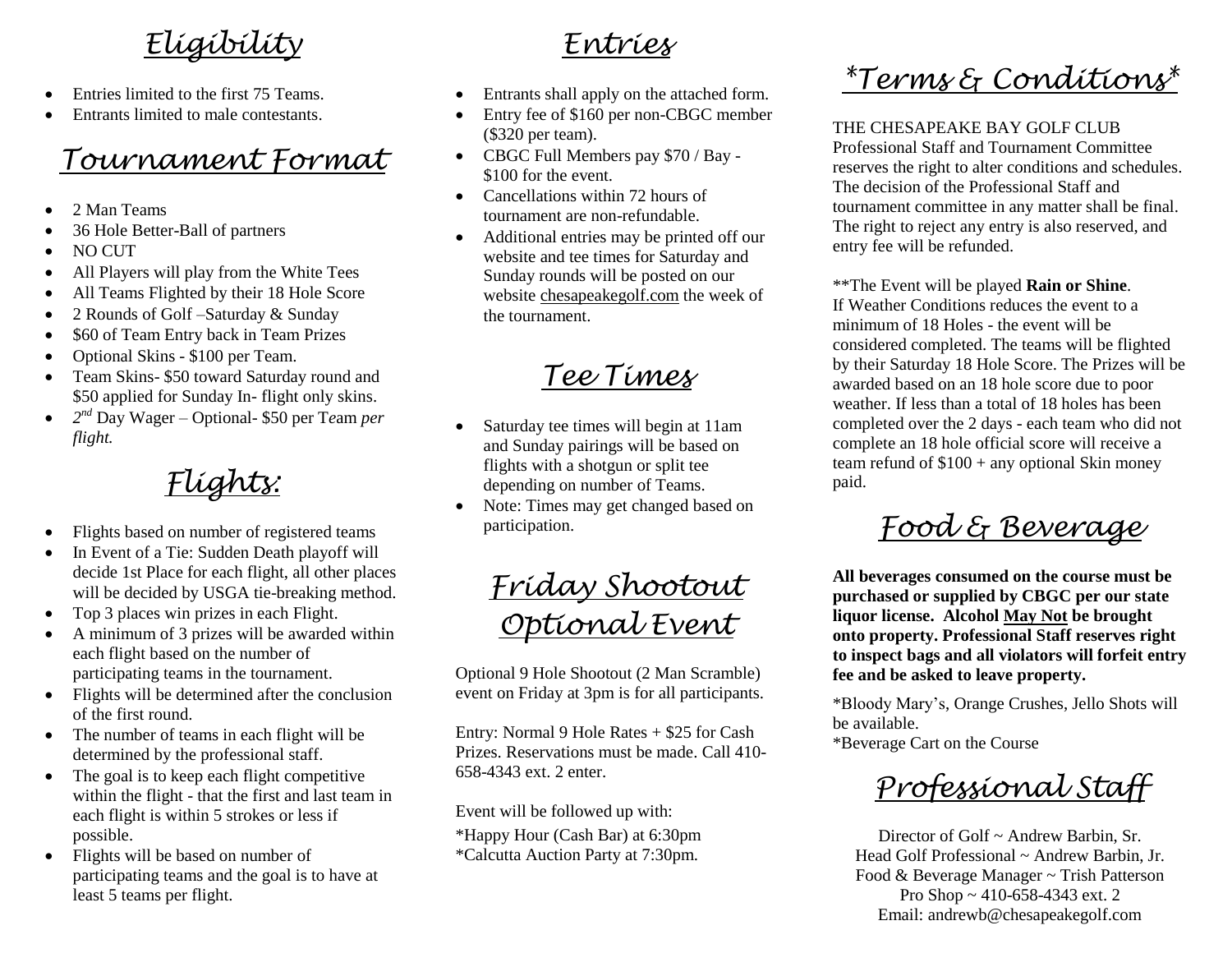## Eligibility

- Entries limited to the first 75 Teams.
- Entrants limited to male contestants.

## Tournament Format

- 2 Man Teams
- 36 Hole Better-Ball of partners
- NO CUT
- All Players will play from the White Tees
- All Teams Flighted by their 18 Hole Score
- 2 Rounds of Golf –Saturday & Sunday
- $60 of Team Entry back in Team Prizes
- Optional Skins - $100 per Team.
- Team Skins- $50 toward Saturday round and $50 applied for Sunday In- flight only skins.
- 2nd Day Wager – Optional- $50 per Team *per flight.*

## Flights:

- Flights based on number of registered teams
- In Event of a Tie: Sudden Death playoff will decide 1st Place for each flight, all other places will be decided by USGA tie-breaking method.
- Top 3 places win prizes in each Flight.
- A minimum of 3 prizes will be awarded within each flight based on the number of participating teams in the tournament.
- Flights will be determined after the conclusion of the first round.
- The number of teams in each flight will be determined by the professional staff.
- The goal is to keep each flight competitive within the flight - that the first and last team in each flight is within 5 strokes or less if possible.
- Flights will be based on number of participating teams and the goal is to have at least 5 teams per flight.

## Entries

- Entrants shall apply on the attached form.
- Entry fee of $160 per non-CBGC member ($320 per team).
- CBGC Full Members pay $70 / Bay - $100 for the event.
- Cancellations within 72 hours of tournament are non-refundable.
- Additional entries may be printed off our website and tee times for Saturday and Sunday rounds will be posted on our website chesapeakegolf.com the week of the tournament.

## Tee Times

- Saturday tee times will begin at 11am and Sunday pairings will be based on flights with a shotgun or split tee depending on number of Teams.
- Note: Times may get changed based on participation.

## Friday Shootout Optional Event

Optional 9 Hole Shootout (2 Man Scramble) event on Friday at 3pm is for all participants.

Entry: Normal 9 Hole Rates + $25 for Cash Prizes. Reservations must be made. Call 410-658-4343 ext. 2 enter.

Event will be followed up with:

*Happy Hour (Cash Bar) at 6:30pm
*Calcutta Auction Party at 7:30pm.

## *Terms & Conditions*

THE CHESAPEAKE BAY GOLF CLUB Professional Staff and Tournament Committee reserves the right to alter conditions and schedules. The decision of the Professional Staff and tournament committee in any matter shall be final. The right to reject any entry is also reserved, and entry fee will be refunded.

**The Event will be played **Rain or Shine**. If Weather Conditions reduces the event to a minimum of 18 Holes - the event will be considered completed. The teams will be flighted by their Saturday 18 Hole Score. The Prizes will be awarded based on an 18 hole score due to poor weather. If less than a total of 18 holes has been completed over the 2 days - each team who did not complete an 18 hole official score will receive a team refund of $100 + any optional Skin money paid.

## Food & Beverage

**All beverages consumed on the course must be purchased or supplied by CBGC per our state liquor license. Alcohol May Not be brought onto property. Professional Staff reserves right to inspect bags and all violators will forfeit entry fee and be asked to leave property.**

*Bloody Mary's, Orange Crushes, Jello Shots will be available.
*Beverage Cart on the Course

## Professional Staff

Director of Golf ~ Andrew Barbin, Sr.
Head Golf Professional ~ Andrew Barbin, Jr.
Food & Beverage Manager ~ Trish Patterson
Pro Shop ~ 410-658-4343 ext. 2
Email: andrewb@chesapeakegolf.com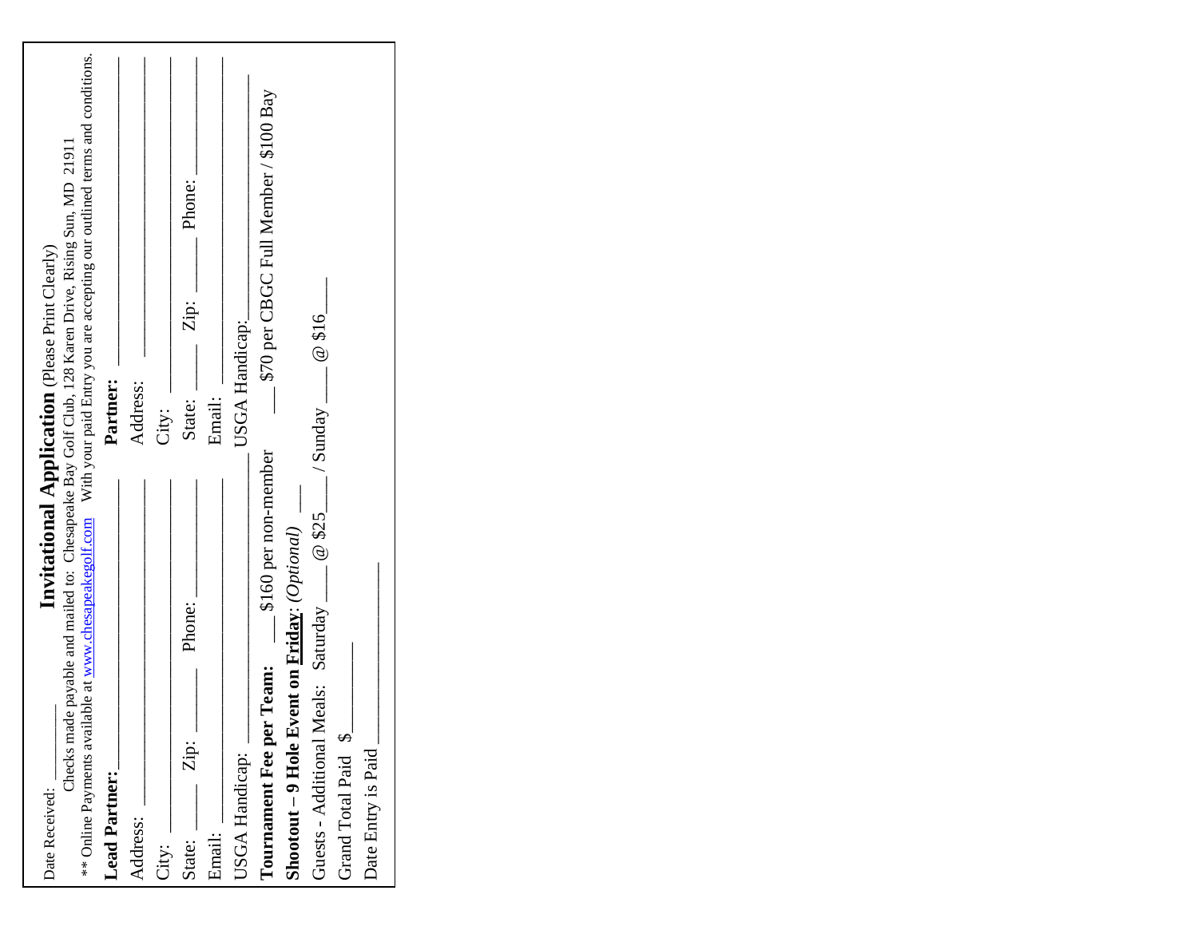Date Received: ________

# Invitational Application (Please Print Clearly)

Checks made payable and mailed to: Chesapeake Bay Golf Club, 128 Karen Drive, Rising Sun, MD 21911

** Online Payments available at www.chesapeakegolf.com With your paid Entry you are accepting our outlined terms and conditions.

| **Lead Partner:** ________________ | **Partner:** ________________ |
|---|---|
| Address: ________________ | Address: ________________ |
| City: ________________ | City: ________________ |
| State: ____ Zip: ______ Phone: ____________ | State: ____ Zip: ______ Phone: ____________ |
| Email: ________________ | Email: ________________ |
| USGA Handicap: ________________ | USGA Handicap: ________________ |

**Tournament Fee per Team:** ___ $160 per non-member ___ $70 per CBGC Full Member / $100 Bay

**Shootout – 9 Hole Event on Friday**: *(Optional)* ___

Guests - Additional Meals: Saturday ____ @ $25____ / Sunday ____ @ $16____

Grand Total Paid $________

Date Entry is Paid ________________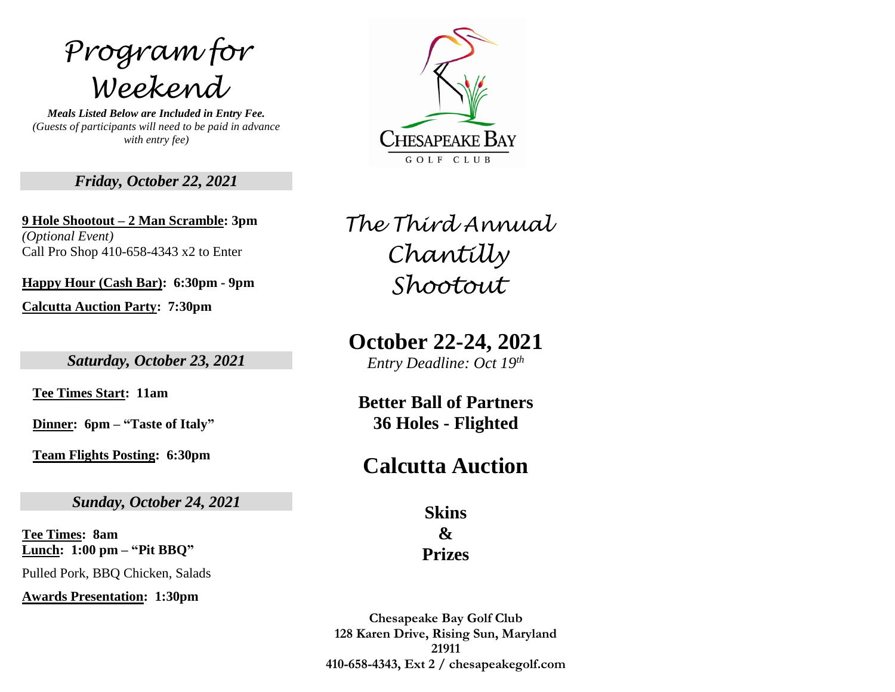# Program for Weekend

***Meals Listed Below are Included in Entry Fee.***
*(Guests of participants will need to be paid in advance with entry fee)*

### *Friday, October 22, 2021*

**9 Hole Shootout – 2 Man Scramble: 3pm**
*(Optional Event)*
Call Pro Shop 410-658-4343 x2 to Enter

**Happy Hour (Cash Bar): 6:30pm - 9pm**

**Calcutta Auction Party: 7:30pm**

### *Saturday, October 23, 2021*

**Tee Times Start: 11am**

**Dinner: 6pm – "Taste of Italy"**

**Team Flights Posting: 6:30pm**

### *Sunday, October 24, 2021*

**Tee Times: 8am**
**Lunch: 1:00 pm – "Pit BBQ"**

Pulled Pork, BBQ Chicken, Salads

**Awards Presentation: 1:30pm**

CHESAPEAKE BAY
GOLF CLUB

# The Third Annual Chantilly Shootout

## October 22-24, 2021

*Entry Deadline: Oct 19th*

**Better Ball of Partners**
**36 Holes - Flighted**

## Calcutta Auction

**Skins**
**&**
**Prizes**

**Chesapeake Bay Golf Club**
**128 Karen Drive, Rising Sun, Maryland 21911**
**410-658-4343, Ext 2 / chesapeakegolf.com**